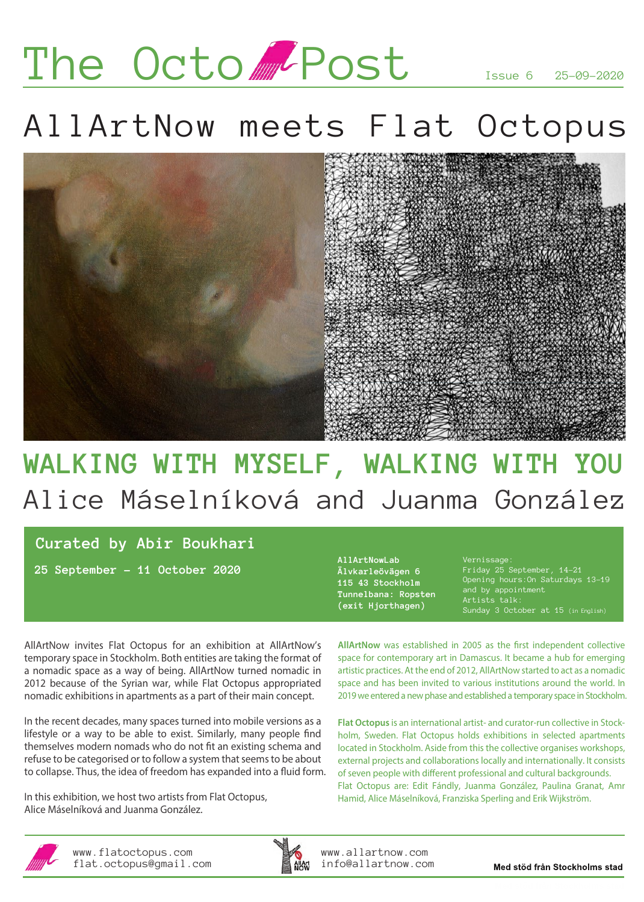# The Octo Post

Issue 6 25-09-2020

# AllArtNow meets Flat Octopus

## WALKING WITH MYSELF, WALKING WITH YOU

## Alice Máselníková and Juanma González

**Curated by Abir Boukhari**

**25 September – 11 October 2020**

**AllArtNowLab**
**Älvkarleövägen 6**
**115 43 Stockholm**
**Tunnelbana: Ropsten**
**(exit Hjorthagen)**

Vernissage:
Friday 25 September, 14–21
Opening hours: On Saturdays 13–19
and by appointment
Artists talk:
Sunday 3 October at 15 (in English)

AllArtNow invites Flat Octopus for an exhibition at AllArtNow's temporary space in Stockholm. Both entities are taking the format of a nomadic space as a way of being. AllArtNow turned nomadic in 2012 because of the Syrian war, while Flat Octopus appropriated nomadic exhibitions in apartments as a part of their main concept.

In the recent decades, many spaces turned into mobile versions as a lifestyle or a way to be able to exist. Similarly, many people find themselves modern nomads who do not fit an existing schema and refuse to be categorised or to follow a system that seems to be about to collapse. Thus, the idea of freedom has expanded into a fluid form.

In this exhibition, we host two artists from Flat Octopus, Alice Máselníková and Juanma González.

**AllArtNow** was established in 2005 as the first independent collective space for contemporary art in Damascus. It became a hub for emerging artistic practices. At the end of 2012, AllArtNow started to act as a nomadic space and has been invited to various institutions around the world. In 2019 we entered a new phase and established a temporary space in Stockholm.

**Flat Octopus** is an international artist- and curator-run collective in Stockholm, Sweden. Flat Octopus holds exhibitions in selected apartments located in Stockholm. Aside from this the collective organises workshops, external projects and collaborations locally and internationally. It consists of seven people with different professional and cultural backgrounds. Flat Octopus are: Edit Fándly, Juanma González, Paulina Granat, Amr Hamid, Alice Máselníková, Franziska Sperling and Erik Wijkström.

www.flatoctopus.com
flat.octopus@gmail.com

www.allartnow.com
info@allartnow.com

**Med stöd från Stockholms stad**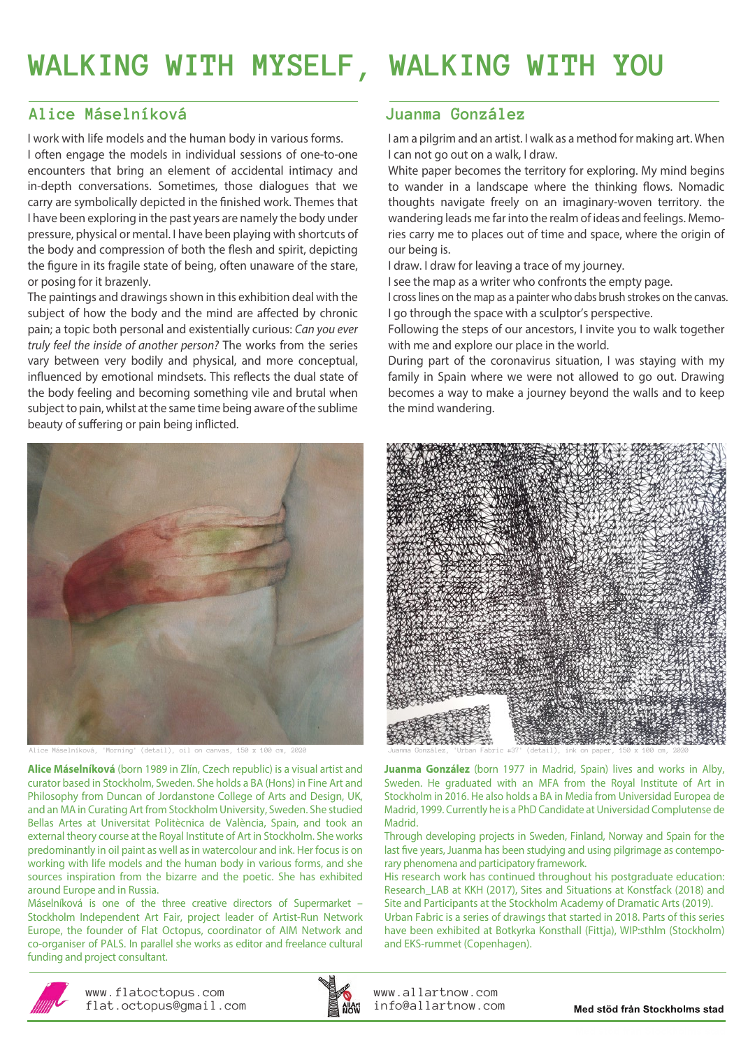# WALKING WITH MYSELF, WALKING WITH YOU

## Alice Máselníková

I work with life models and the human body in various forms. I often engage the models in individual sessions of one-to-one encounters that bring an element of accidental intimacy and in-depth conversations. Sometimes, those dialogues that we carry are symbolically depicted in the finished work. Themes that I have been exploring in the past years are namely the body under pressure, physical or mental. I have been playing with shortcuts of the body and compression of both the flesh and spirit, depicting the figure in its fragile state of being, often unaware of the stare, or posing for it brazenly.

The paintings and drawings shown in this exhibition deal with the subject of how the body and the mind are affected by chronic pain; a topic both personal and existentially curious: *Can you ever truly feel the inside of another person?* The works from the series vary between very bodily and physical, and more conceptual, influenced by emotional mindsets. This reflects the dual state of the body feeling and becoming something vile and brutal when subject to pain, whilst at the same time being aware of the sublime beauty of suffering or pain being inflicted.

Alice Máselníková, 'Morning' (detail), oil on canvas, 150 x 100 cm, 2020

**Alice Máselníková** (born 1989 in Zlín, Czech republic) is a visual artist and curator based in Stockholm, Sweden. She holds a BA (Hons) in Fine Art and Philosophy from Duncan of Jordanstone College of Arts and Design, UK, and an MA in Curating Art from Stockholm University, Sweden. She studied Bellas Artes at Universitat Politècnica de València, Spain, and took an external theory course at the Royal Institute of Art in Stockholm. She works predominantly in oil paint as well as in watercolour and ink. Her focus is on working with life models and the human body in various forms, and she sources inspiration from the bizarre and the poetic. She has exhibited around Europe and in Russia.

Máselníková is one of the three creative directors of Supermarket – Stockholm Independent Art Fair, project leader of Artist-Run Network Europe, the founder of Flat Octopus, coordinator of AIM Network and co-organiser of PALS. In parallel she works as editor and freelance cultural funding and project consultant.

## Juanma González

I am a pilgrim and an artist. I walk as a method for making art. When I can not go out on a walk, I draw.

White paper becomes the territory for exploring. My mind begins to wander in a landscape where the thinking flows. Nomadic thoughts navigate freely on an imaginary-woven territory. the wandering leads me far into the realm of ideas and feelings. Memories carry me to places out of time and space, where the origin of our being is.

I draw. I draw for leaving a trace of my journey.

I see the map as a writer who confronts the empty page.

I cross lines on the map as a painter who dabs brush strokes on the canvas.

I go through the space with a sculptor's perspective.

Following the steps of our ancestors, I invite you to walk together with me and explore our place in the world.

During part of the coronavirus situation, I was staying with my family in Spain where we were not allowed to go out. Drawing becomes a way to make a journey beyond the walls and to keep the mind wandering.

Juanma González, 'Urban Fabric #37' (detail), ink on paper, 150 x 100 cm, 2020

**Juanma González** (born 1977 in Madrid, Spain) lives and works in Alby, Sweden. He graduated with an MFA from the Royal Institute of Art in Stockholm in 2016. He also holds a BA in Media from Universidad Europea de Madrid, 1999. Currently he is a PhD Candidate at Universidad Complutense de Madrid.

Through developing projects in Sweden, Finland, Norway and Spain for the last five years, Juanma has been studying and using pilgrimage as contemporary phenomena and participatory framework.

His research work has continued throughout his postgraduate education: Research_LAB at KKH (2017), Sites and Situations at Konstfack (2018) and Site and Participants at the Stockholm Academy of Dramatic Arts (2019).

Urban Fabric is a series of drawings that started in 2018. Parts of this series have been exhibited at Botkyrka Konsthall (Fittja), WIP:sthlm (Stockholm) and EKS-rummet (Copenhagen).

www.flatoctopus.com
flat.octopus@gmail.com

www.allartnow.com
info@allartnow.com

**Med stöd från Stockholms stad**